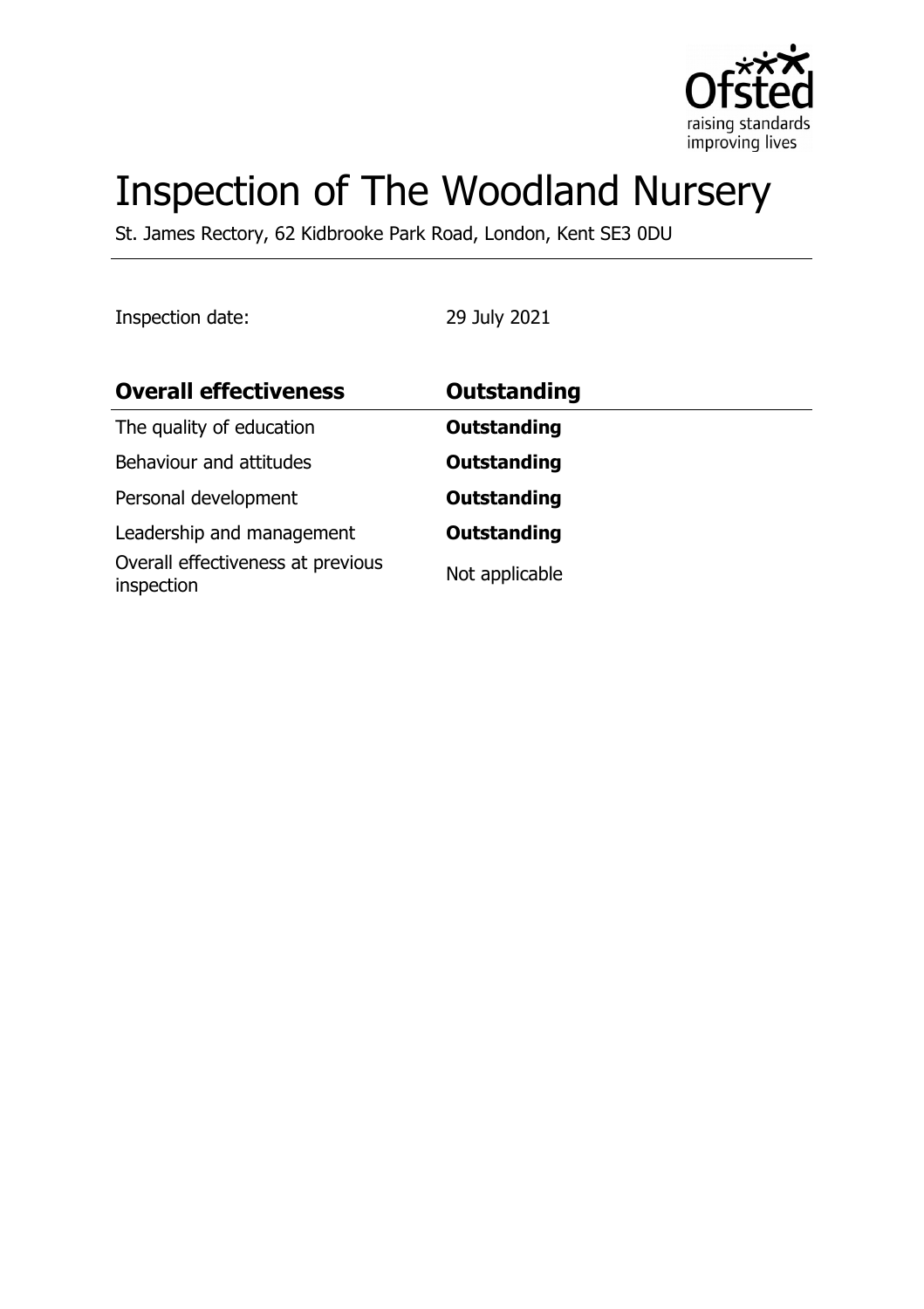# Inspection of The Woodland Nursery

St. James Rectory, 62 Kidbrooke Park Road, London, Kent SE3 0DU

Inspection date: 29 July 2021

| **Overall effectiveness** | **Outstanding** |
| --- | --- |
| The quality of education | **Outstanding** |
| Behaviour and attitudes | **Outstanding** |
| Personal development | **Outstanding** |
| Leadership and management | **Outstanding** |
| Overall effectiveness at previous inspection | Not applicable |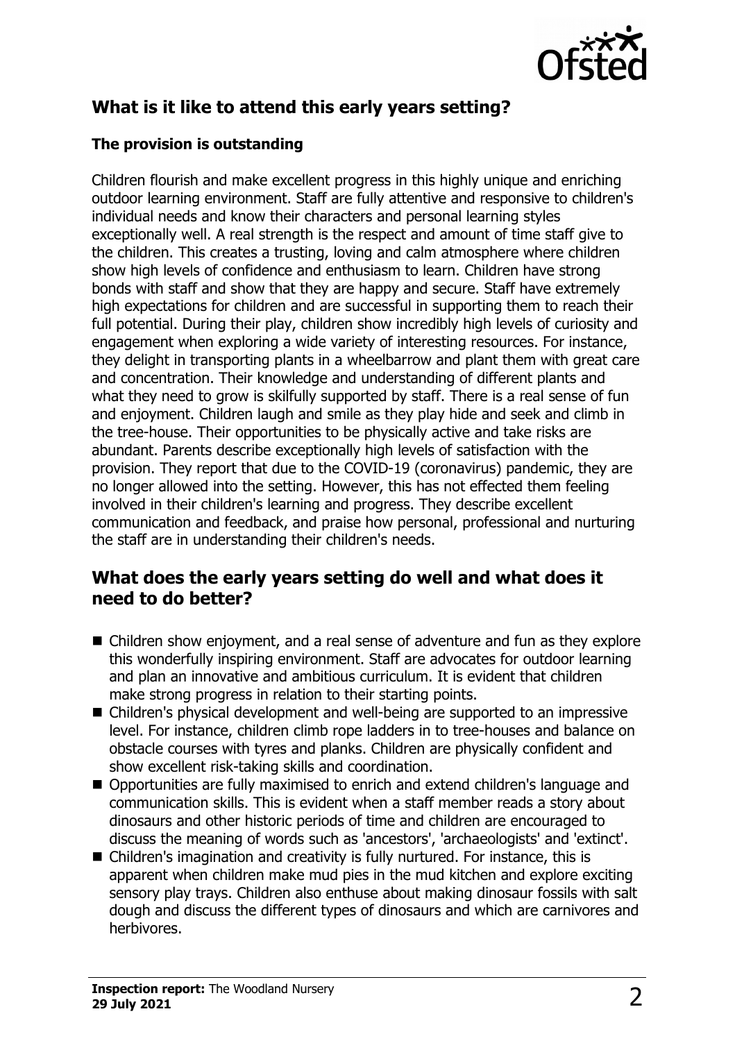## What is it like to attend this early years setting?

### The provision is outstanding

Children flourish and make excellent progress in this highly unique and enriching outdoor learning environment. Staff are fully attentive and responsive to children's individual needs and know their characters and personal learning styles exceptionally well. A real strength is the respect and amount of time staff give to the children. This creates a trusting, loving and calm atmosphere where children show high levels of confidence and enthusiasm to learn. Children have strong bonds with staff and show that they are happy and secure. Staff have extremely high expectations for children and are successful in supporting them to reach their full potential. During their play, children show incredibly high levels of curiosity and engagement when exploring a wide variety of interesting resources. For instance, they delight in transporting plants in a wheelbarrow and plant them with great care and concentration. Their knowledge and understanding of different plants and what they need to grow is skilfully supported by staff. There is a real sense of fun and enjoyment. Children laugh and smile as they play hide and seek and climb in the tree-house. Their opportunities to be physically active and take risks are abundant. Parents describe exceptionally high levels of satisfaction with the provision. They report that due to the COVID-19 (coronavirus) pandemic, they are no longer allowed into the setting. However, this has not effected them feeling involved in their children's learning and progress. They describe excellent communication and feedback, and praise how personal, professional and nurturing the staff are in understanding their children's needs.

## What does the early years setting do well and what does it need to do better?

- Children show enjoyment, and a real sense of adventure and fun as they explore this wonderfully inspiring environment. Staff are advocates for outdoor learning and plan an innovative and ambitious curriculum. It is evident that children make strong progress in relation to their starting points.
- Children's physical development and well-being are supported to an impressive level. For instance, children climb rope ladders in to tree-houses and balance on obstacle courses with tyres and planks. Children are physically confident and show excellent risk-taking skills and coordination.
- Opportunities are fully maximised to enrich and extend children's language and communication skills. This is evident when a staff member reads a story about dinosaurs and other historic periods of time and children are encouraged to discuss the meaning of words such as 'ancestors', 'archaeologists' and 'extinct'.
- Children's imagination and creativity is fully nurtured. For instance, this is apparent when children make mud pies in the mud kitchen and explore exciting sensory play trays. Children also enthuse about making dinosaur fossils with salt dough and discuss the different types of dinosaurs and which are carnivores and herbivores.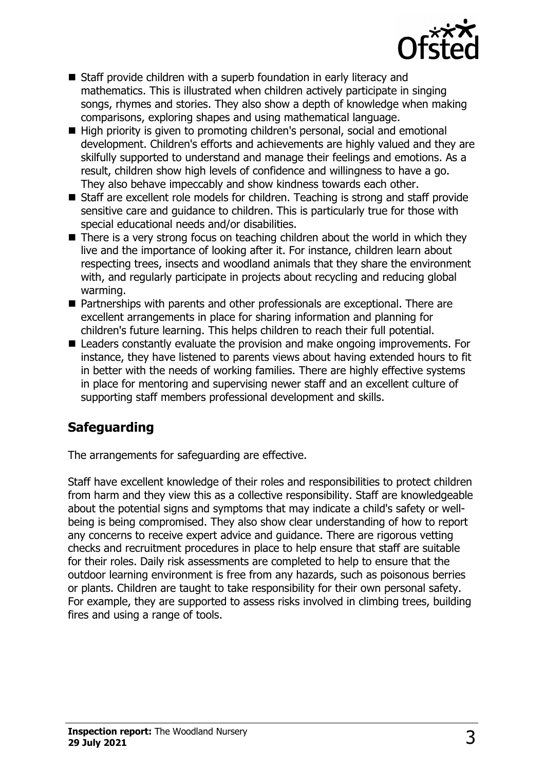- Staff provide children with a superb foundation in early literacy and mathematics. This is illustrated when children actively participate in singing songs, rhymes and stories. They also show a depth of knowledge when making comparisons, exploring shapes and using mathematical language.
- High priority is given to promoting children's personal, social and emotional development. Children's efforts and achievements are highly valued and they are skilfully supported to understand and manage their feelings and emotions. As a result, children show high levels of confidence and willingness to have a go. They also behave impeccably and show kindness towards each other.
- Staff are excellent role models for children. Teaching is strong and staff provide sensitive care and guidance to children. This is particularly true for those with special educational needs and/or disabilities.
- There is a very strong focus on teaching children about the world in which they live and the importance of looking after it. For instance, children learn about respecting trees, insects and woodland animals that they share the environment with, and regularly participate in projects about recycling and reducing global warming.
- Partnerships with parents and other professionals are exceptional. There are excellent arrangements in place for sharing information and planning for children's future learning. This helps children to reach their full potential.
- Leaders constantly evaluate the provision and make ongoing improvements. For instance, they have listened to parents views about having extended hours to fit in better with the needs of working families. There are highly effective systems in place for mentoring and supervising newer staff and an excellent culture of supporting staff members professional development and skills.

## Safeguarding

The arrangements for safeguarding are effective.

Staff have excellent knowledge of their roles and responsibilities to protect children from harm and they view this as a collective responsibility. Staff are knowledgeable about the potential signs and symptoms that may indicate a child's safety or well-being is being compromised. They also show clear understanding of how to report any concerns to receive expert advice and guidance. There are rigorous vetting checks and recruitment procedures in place to help ensure that staff are suitable for their roles. Daily risk assessments are completed to help to ensure that the outdoor learning environment is free from any hazards, such as poisonous berries or plants. Children are taught to take responsibility for their own personal safety. For example, they are supported to assess risks involved in climbing trees, building fires and using a range of tools.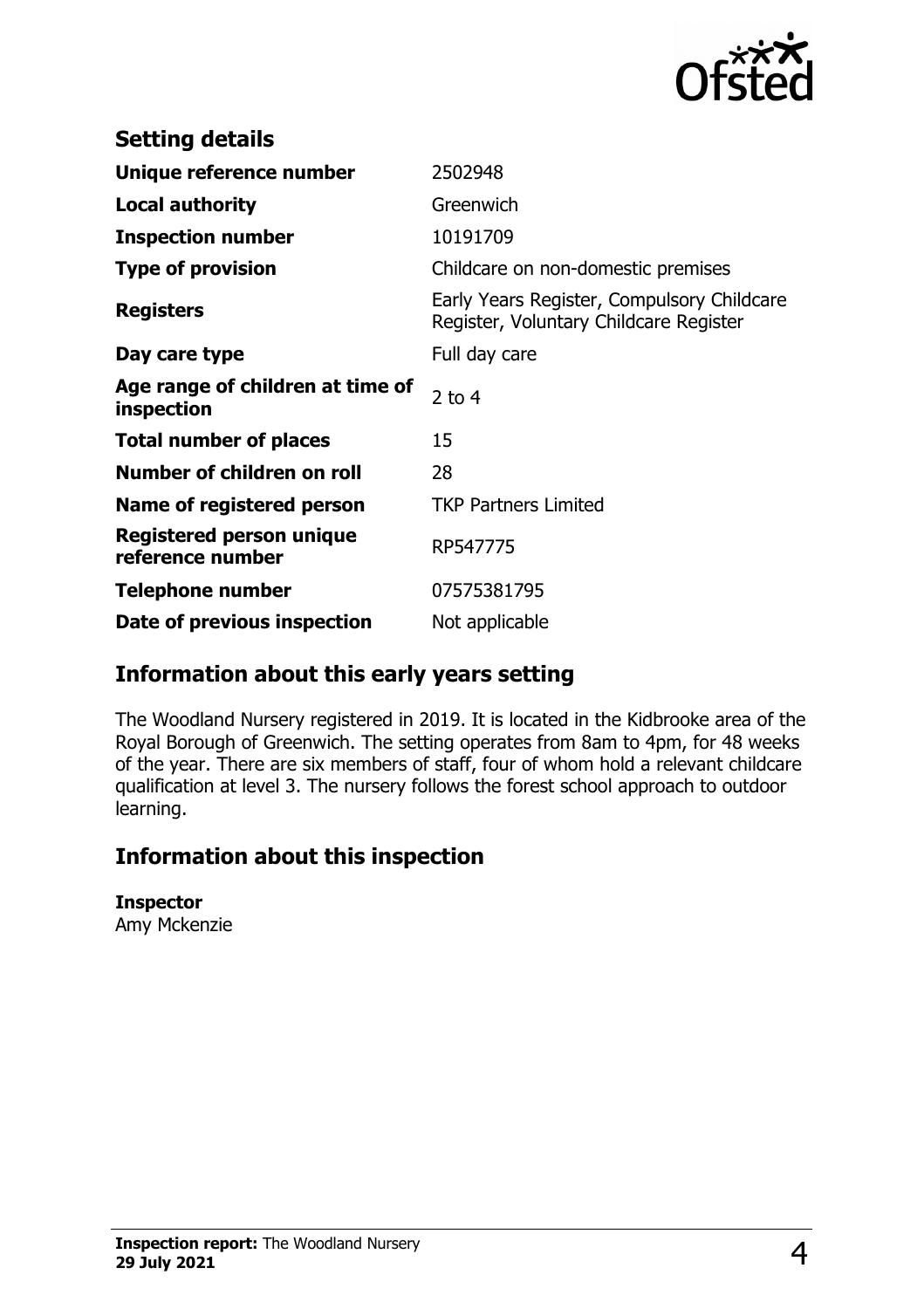## Setting details

| | |
|---|---|
| **Unique reference number** | 2502948 |
| **Local authority** | Greenwich |
| **Inspection number** | 10191709 |
| **Type of provision** | Childcare on non-domestic premises |
| **Registers** | Early Years Register, Compulsory Childcare Register, Voluntary Childcare Register |
| **Day care type** | Full day care |
| **Age range of children at time of inspection** | 2 to 4 |
| **Total number of places** | 15 |
| **Number of children on roll** | 28 |
| **Name of registered person** | TKP Partners Limited |
| **Registered person unique reference number** | RP547775 |
| **Telephone number** | 07575381795 |
| **Date of previous inspection** | Not applicable |

## Information about this early years setting

The Woodland Nursery registered in 2019. It is located in the Kidbrooke area of the Royal Borough of Greenwich. The setting operates from 8am to 4pm, for 48 weeks of the year. There are six members of staff, four of whom hold a relevant childcare qualification at level 3. The nursery follows the forest school approach to outdoor learning.

## Information about this inspection

**Inspector**
Amy Mckenzie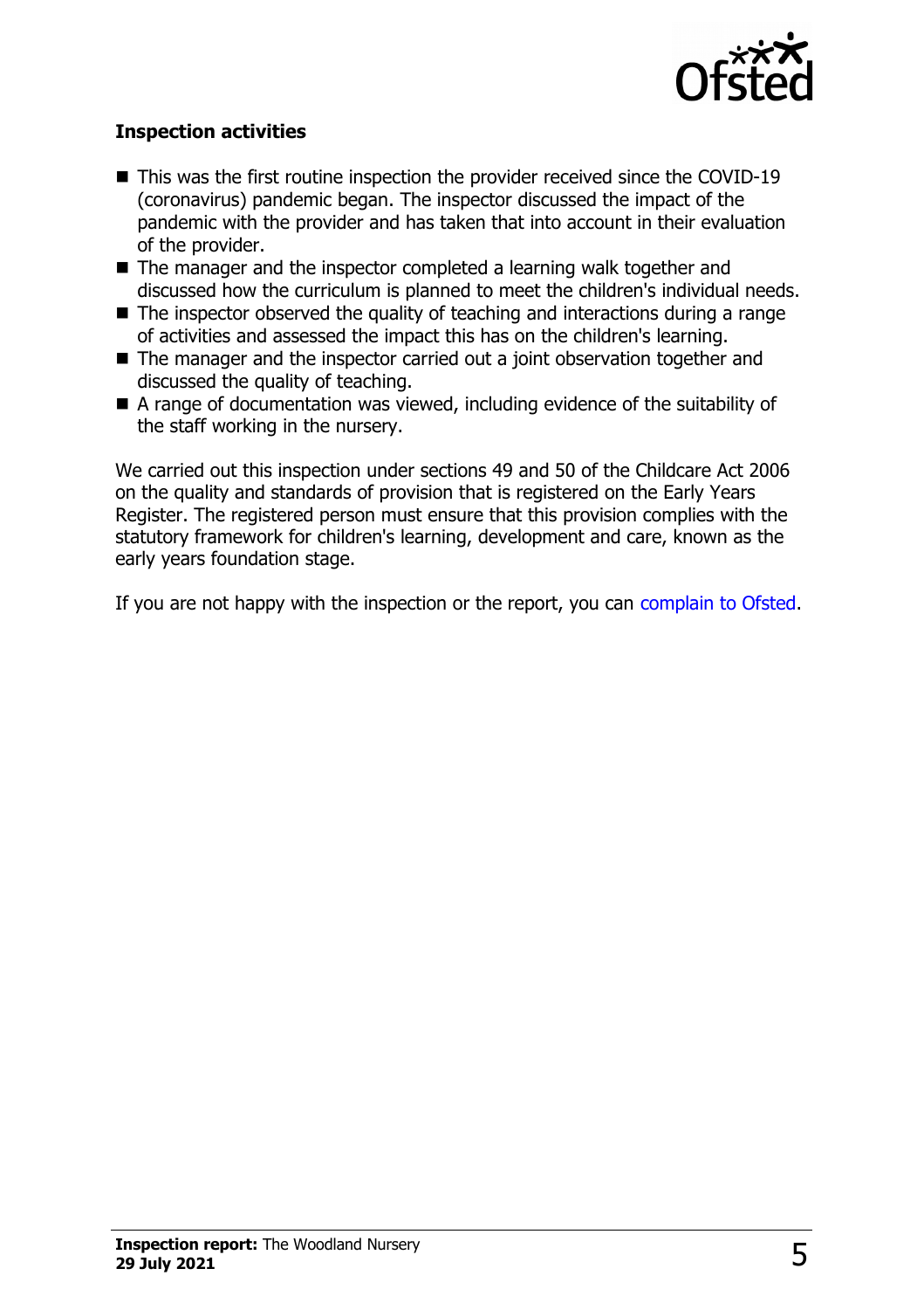### Inspection activities

- This was the first routine inspection the provider received since the COVID-19 (coronavirus) pandemic began. The inspector discussed the impact of the pandemic with the provider and has taken that into account in their evaluation of the provider.
- The manager and the inspector completed a learning walk together and discussed how the curriculum is planned to meet the children's individual needs.
- The inspector observed the quality of teaching and interactions during a range of activities and assessed the impact this has on the children's learning.
- The manager and the inspector carried out a joint observation together and discussed the quality of teaching.
- A range of documentation was viewed, including evidence of the suitability of the staff working in the nursery.

We carried out this inspection under sections 49 and 50 of the Childcare Act 2006 on the quality and standards of provision that is registered on the Early Years Register. The registered person must ensure that this provision complies with the statutory framework for children's learning, development and care, known as the early years foundation stage.

If you are not happy with the inspection or the report, you can complain to Ofsted.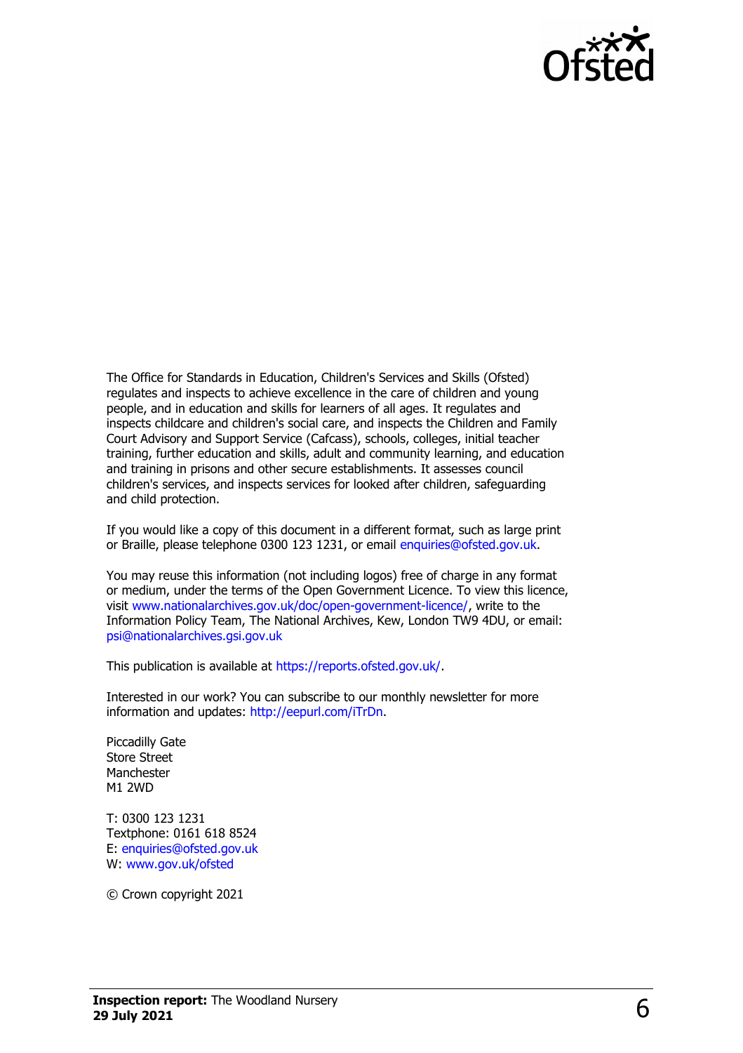The Office for Standards in Education, Children's Services and Skills (Ofsted) regulates and inspects to achieve excellence in the care of children and young people, and in education and skills for learners of all ages. It regulates and inspects childcare and children's social care, and inspects the Children and Family Court Advisory and Support Service (Cafcass), schools, colleges, initial teacher training, further education and skills, adult and community learning, and education and training in prisons and other secure establishments. It assesses council children's services, and inspects services for looked after children, safeguarding and child protection.

If you would like a copy of this document in a different format, such as large print or Braille, please telephone 0300 123 1231, or email enquiries@ofsted.gov.uk.

You may reuse this information (not including logos) free of charge in any format or medium, under the terms of the Open Government Licence. To view this licence, visit www.nationalarchives.gov.uk/doc/open-government-licence/, write to the Information Policy Team, The National Archives, Kew, London TW9 4DU, or email: psi@nationalarchives.gsi.gov.uk

This publication is available at https://reports.ofsted.gov.uk/.

Interested in our work? You can subscribe to our monthly newsletter for more information and updates: http://eepurl.com/iTrDn.

Piccadilly Gate
Store Street
Manchester
M1 2WD

T: 0300 123 1231
Textphone: 0161 618 8524
E: enquiries@ofsted.gov.uk
W: www.gov.uk/ofsted

© Crown copyright 2021